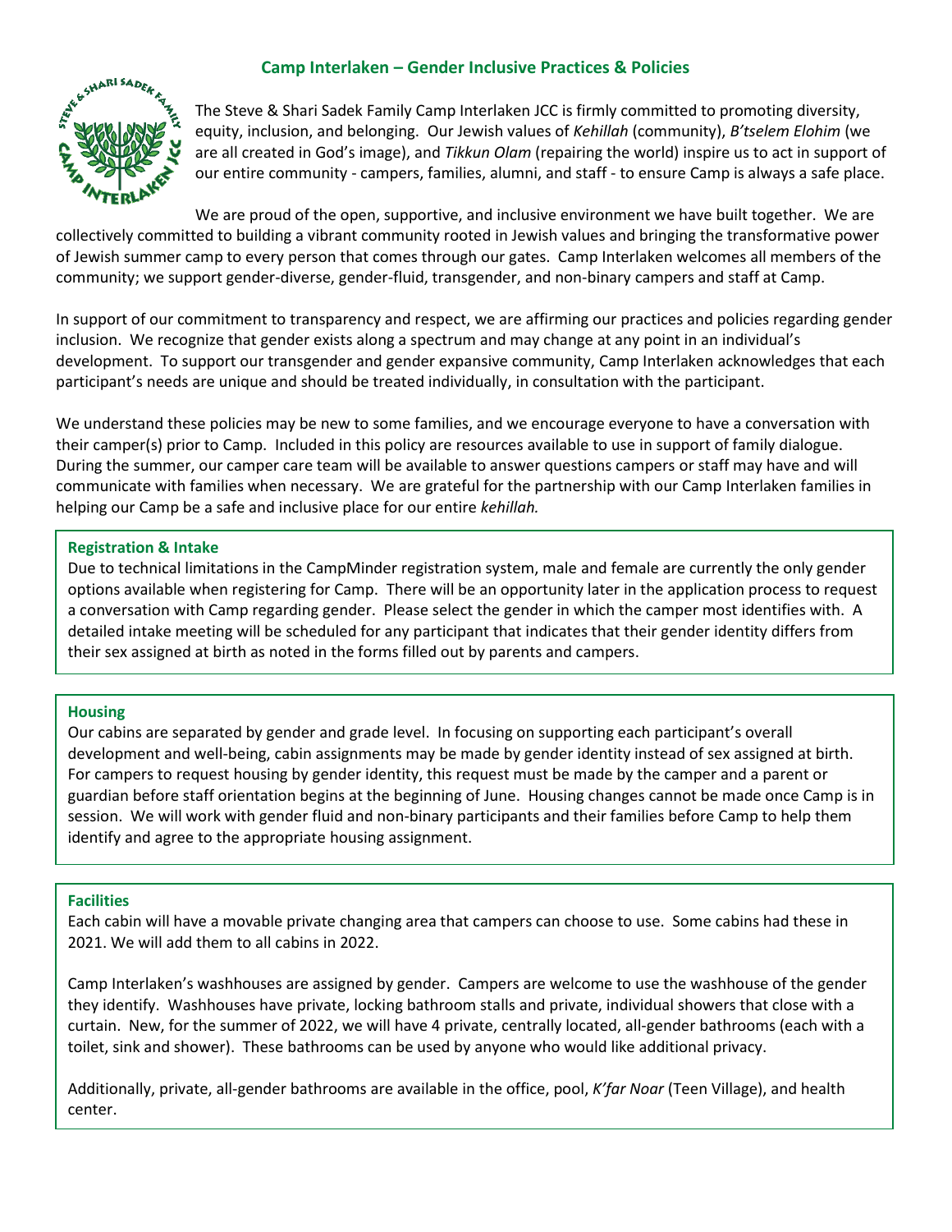## Camp Interlaken – Gender Inclusive Practices & Policies

The Steve & Shari Sadek Family Camp Interlaken JCC is firmly committed to promoting diversity, equity, inclusion, and belonging. Our Jewish values of *Kehillah* (community), *B'tselem Elohim* (we are all created in God's image), and *Tikkun Olam* (repairing the world) inspire us to act in support of our entire community - campers, families, alumni, and staff - to ensure Camp is always a safe place.

We are proud of the open, supportive, and inclusive environment we have built together. We are collectively committed to building a vibrant community rooted in Jewish values and bringing the transformative power of Jewish summer camp to every person that comes through our gates. Camp Interlaken welcomes all members of the community; we support gender-diverse, gender-fluid, transgender, and non-binary campers and staff at Camp.

In support of our commitment to transparency and respect, we are affirming our practices and policies regarding gender inclusion. We recognize that gender exists along a spectrum and may change at any point in an individual's development. To support our transgender and gender expansive community, Camp Interlaken acknowledges that each participant's needs are unique and should be treated individually, in consultation with the participant.

We understand these policies may be new to some families, and we encourage everyone to have a conversation with their camper(s) prior to Camp. Included in this policy are resources available to use in support of family dialogue. During the summer, our camper care team will be available to answer questions campers or staff may have and will communicate with families when necessary. We are grateful for the partnership with our Camp Interlaken families in helping our Camp be a safe and inclusive place for our entire *kehillah.*

### Registration & Intake

Due to technical limitations in the CampMinder registration system, male and female are currently the only gender options available when registering for Camp. There will be an opportunity later in the application process to request a conversation with Camp regarding gender. Please select the gender in which the camper most identifies with. A detailed intake meeting will be scheduled for any participant that indicates that their gender identity differs from their sex assigned at birth as noted in the forms filled out by parents and campers.

### Housing

Our cabins are separated by gender and grade level. In focusing on supporting each participant's overall development and well-being, cabin assignments may be made by gender identity instead of sex assigned at birth. For campers to request housing by gender identity, this request must be made by the camper and a parent or guardian before staff orientation begins at the beginning of June. Housing changes cannot be made once Camp is in session. We will work with gender fluid and non-binary participants and their families before Camp to help them identify and agree to the appropriate housing assignment.

### Facilities

Each cabin will have a movable private changing area that campers can choose to use. Some cabins had these in 2021. We will add them to all cabins in 2022.

Camp Interlaken's washhouses are assigned by gender. Campers are welcome to use the washhouse of the gender they identify. Washhouses have private, locking bathroom stalls and private, individual showers that close with a curtain. New, for the summer of 2022, we will have 4 private, centrally located, all-gender bathrooms (each with a toilet, sink and shower). These bathrooms can be used by anyone who would like additional privacy.

Additionally, private, all-gender bathrooms are available in the office, pool, *K'far Noar* (Teen Village), and health center.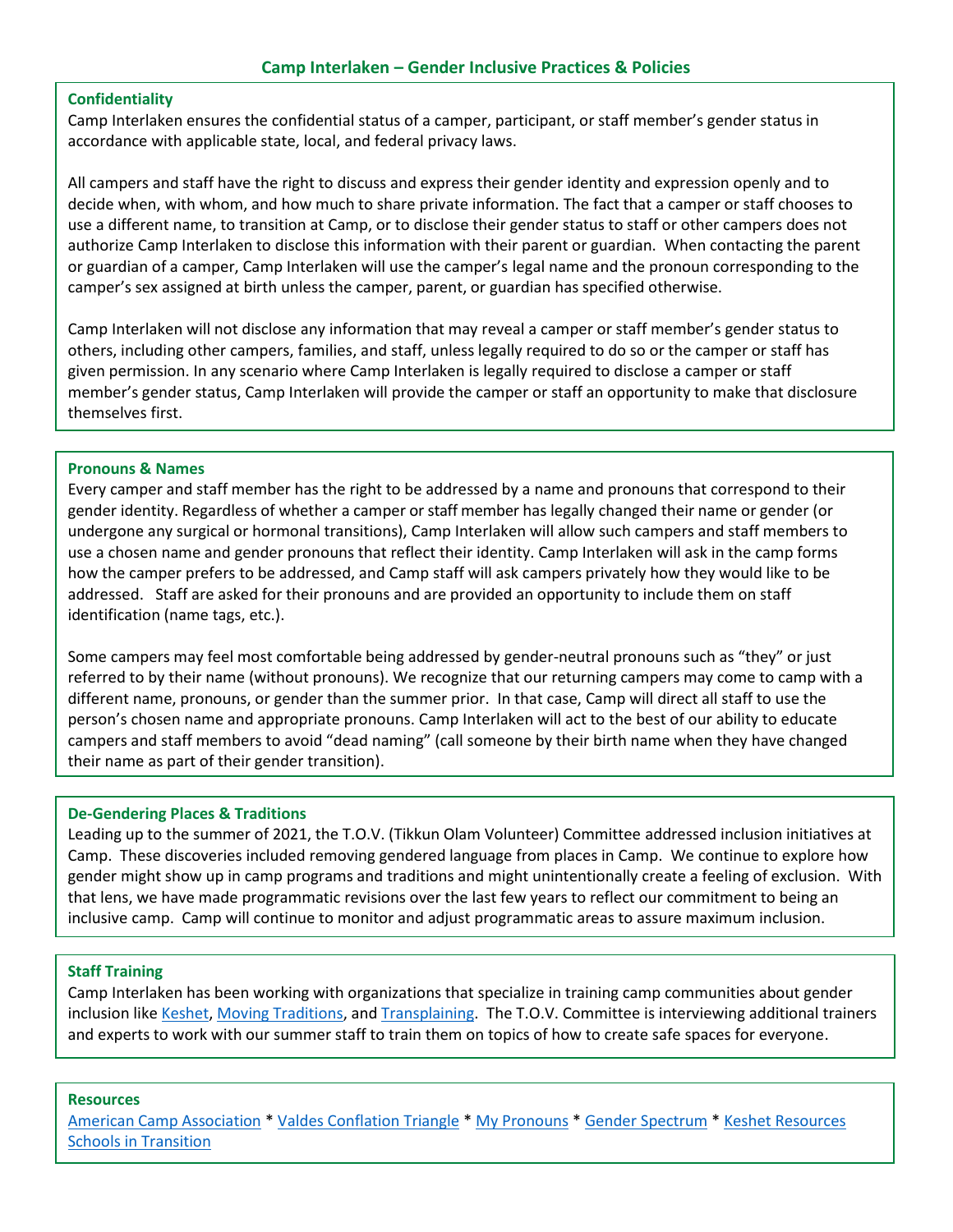## Camp Interlaken – Gender Inclusive Practices & Policies

### Confidentiality

Camp Interlaken ensures the confidential status of a camper, participant, or staff member's gender status in accordance with applicable state, local, and federal privacy laws.

All campers and staff have the right to discuss and express their gender identity and expression openly and to decide when, with whom, and how much to share private information. The fact that a camper or staff chooses to use a different name, to transition at Camp, or to disclose their gender status to staff or other campers does not authorize Camp Interlaken to disclose this information with their parent or guardian. When contacting the parent or guardian of a camper, Camp Interlaken will use the camper's legal name and the pronoun corresponding to the camper's sex assigned at birth unless the camper, parent, or guardian has specified otherwise.

Camp Interlaken will not disclose any information that may reveal a camper or staff member's gender status to others, including other campers, families, and staff, unless legally required to do so or the camper or staff has given permission. In any scenario where Camp Interlaken is legally required to disclose a camper or staff member's gender status, Camp Interlaken will provide the camper or staff an opportunity to make that disclosure themselves first.

### Pronouns & Names

Every camper and staff member has the right to be addressed by a name and pronouns that correspond to their gender identity. Regardless of whether a camper or staff member has legally changed their name or gender (or undergone any surgical or hormonal transitions), Camp Interlaken will allow such campers and staff members to use a chosen name and gender pronouns that reflect their identity. Camp Interlaken will ask in the camp forms how the camper prefers to be addressed, and Camp staff will ask campers privately how they would like to be addressed. Staff are asked for their pronouns and are provided an opportunity to include them on staff identification (name tags, etc.).

Some campers may feel most comfortable being addressed by gender-neutral pronouns such as "they" or just referred to by their name (without pronouns). We recognize that our returning campers may come to camp with a different name, pronouns, or gender than the summer prior. In that case, Camp will direct all staff to use the person's chosen name and appropriate pronouns. Camp Interlaken will act to the best of our ability to educate campers and staff members to avoid "dead naming" (call someone by their birth name when they have changed their name as part of their gender transition).

### De-Gendering Places & Traditions

Leading up to the summer of 2021, the T.O.V. (Tikkun Olam Volunteer) Committee addressed inclusion initiatives at Camp. These discoveries included removing gendered language from places in Camp. We continue to explore how gender might show up in camp programs and traditions and might unintentionally create a feeling of exclusion. With that lens, we have made programmatic revisions over the last few years to reflect our commitment to being an inclusive camp. Camp will continue to monitor and adjust programmatic areas to assure maximum inclusion.

### Staff Training

Camp Interlaken has been working with organizations that specialize in training camp communities about gender inclusion like Keshet, Moving Traditions, and Transplaining. The T.O.V. Committee is interviewing additional trainers and experts to work with our summer staff to train them on topics of how to create safe spaces for everyone.

### Resources

American Camp Association * Valdes Conflation Triangle * My Pronouns * Gender Spectrum * Keshet Resources
Schools in Transition